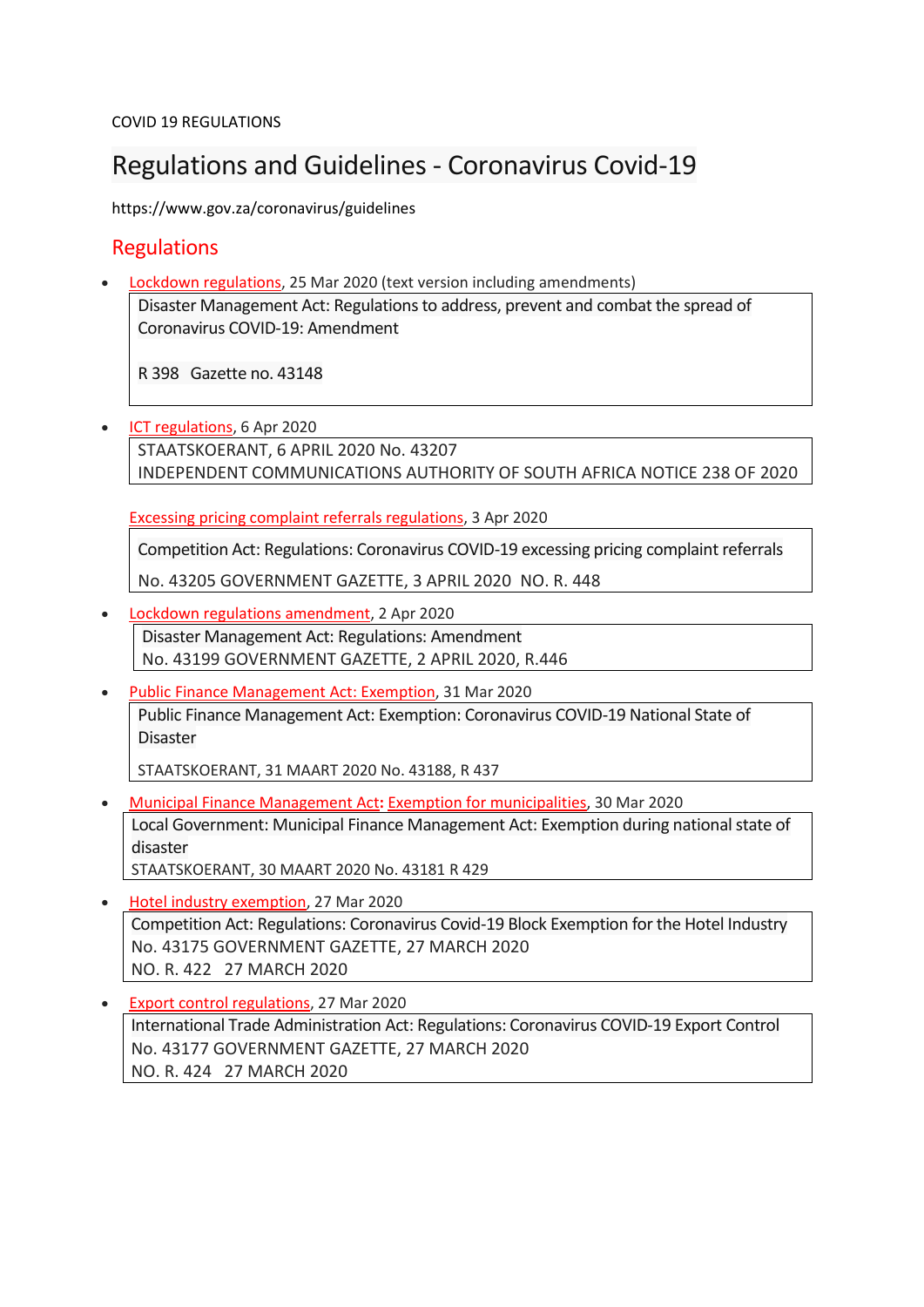COVID 19 REGULATIONS

# Regulations and Guidelines - Coronavirus Covid-19

https://www.gov.za/coronavirus/guidelines

## Regulations

- Lockdown regulations, 25 Mar 2020 (text version including amendments)

  > Disaster Management Act: Regulations to address, prevent and combat the spread of Coronavirus COVID-19: Amendment
  >
  > R 398 Gazette no. 43148

- ICT regulations, 6 Apr 2020

  > STAATSKOERANT, 6 APRIL 2020 No. 43207
  > INDEPENDENT COMMUNICATIONS AUTHORITY OF SOUTH AFRICA NOTICE 238 OF 2020

  Excessing pricing complaint referrals regulations, 3 Apr 2020

  > Competition Act: Regulations: Coronavirus COVID-19 excessing pricing complaint referrals
  >
  > No. 43205 GOVERNMENT GAZETTE, 3 APRIL 2020 NO. R. 448

- Lockdown regulations amendment, 2 Apr 2020

  > Disaster Management Act: Regulations: Amendment
  > No. 43199 GOVERNMENT GAZETTE, 2 APRIL 2020, R.446

- Public Finance Management Act: Exemption, 31 Mar 2020

  > Public Finance Management Act: Exemption: Coronavirus COVID-19 National State of Disaster
  >
  > STAATSKOERANT, 31 MAART 2020 No. 43188, R 437

- Municipal Finance Management Act: Exemption for municipalities, 30 Mar 2020

  > Local Government: Municipal Finance Management Act: Exemption during national state of disaster
  > STAATSKOERANT, 30 MAART 2020 No. 43181 R 429

- Hotel industry exemption, 27 Mar 2020

  > Competition Act: Regulations: Coronavirus Covid-19 Block Exemption for the Hotel Industry
  > No. 43175 GOVERNMENT GAZETTE, 27 MARCH 2020
  > NO. R. 422 27 MARCH 2020

- Export control regulations, 27 Mar 2020

  > International Trade Administration Act: Regulations: Coronavirus COVID-19 Export Control
  > No. 43177 GOVERNMENT GAZETTE, 27 MARCH 2020
  > NO. R. 424 27 MARCH 2020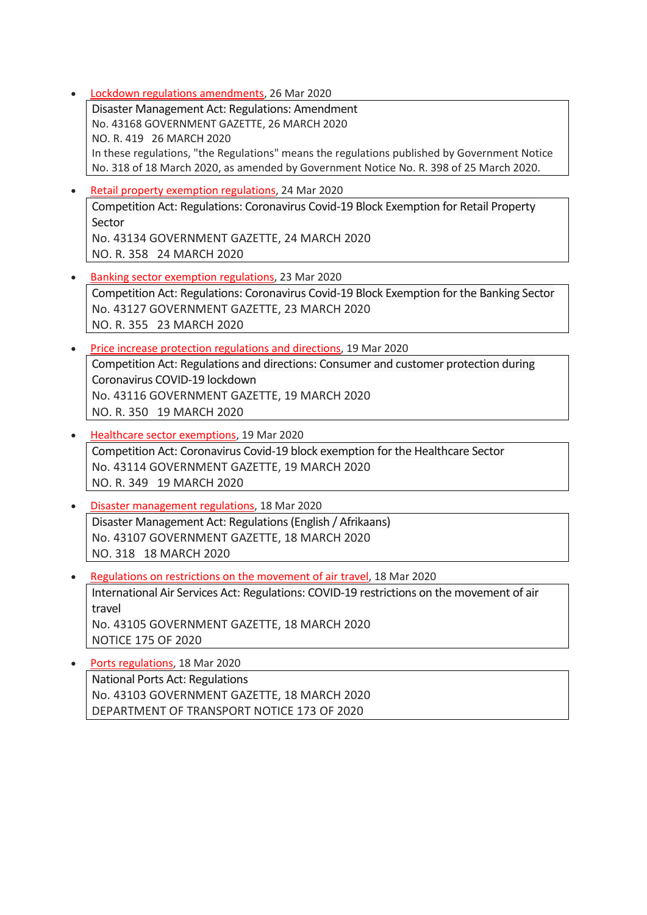- Lockdown regulations amendments, 26 Mar 2020

  Disaster Management Act: Regulations: Amendment
  No. 43168 GOVERNMENT GAZETTE, 26 MARCH 2020
  NO. R. 419 26 MARCH 2020
  In these regulations, "the Regulations" means the regulations published by Government Notice No. 318 of 18 March 2020, as amended by Government Notice No. R. 398 of 25 March 2020.

- Retail property exemption regulations, 24 Mar 2020

  Competition Act: Regulations: Coronavirus Covid-19 Block Exemption for Retail Property Sector
  No. 43134 GOVERNMENT GAZETTE, 24 MARCH 2020
  NO. R. 358 24 MARCH 2020

- Banking sector exemption regulations, 23 Mar 2020

  Competition Act: Regulations: Coronavirus Covid-19 Block Exemption for the Banking Sector
  No. 43127 GOVERNMENT GAZETTE, 23 MARCH 2020
  NO. R. 355 23 MARCH 2020

- Price increase protection regulations and directions, 19 Mar 2020

  Competition Act: Regulations and directions: Consumer and customer protection during Coronavirus COVID-19 lockdown
  No. 43116 GOVERNMENT GAZETTE, 19 MARCH 2020
  NO. R. 350 19 MARCH 2020

- Healthcare sector exemptions, 19 Mar 2020

  Competition Act: Coronavirus Covid-19 block exemption for the Healthcare Sector
  No. 43114 GOVERNMENT GAZETTE, 19 MARCH 2020
  NO. R. 349 19 MARCH 2020

- Disaster management regulations, 18 Mar 2020

  Disaster Management Act: Regulations (English / Afrikaans)
  No. 43107 GOVERNMENT GAZETTE, 18 MARCH 2020
  NO. 318 18 MARCH 2020

- Regulations on restrictions on the movement of air travel, 18 Mar 2020

  International Air Services Act: Regulations: COVID-19 restrictions on the movement of air travel
  No. 43105 GOVERNMENT GAZETTE, 18 MARCH 2020
  NOTICE 175 OF 2020

- Ports regulations, 18 Mar 2020

  National Ports Act: Regulations
  No. 43103 GOVERNMENT GAZETTE, 18 MARCH 2020
  DEPARTMENT OF TRANSPORT NOTICE 173 OF 2020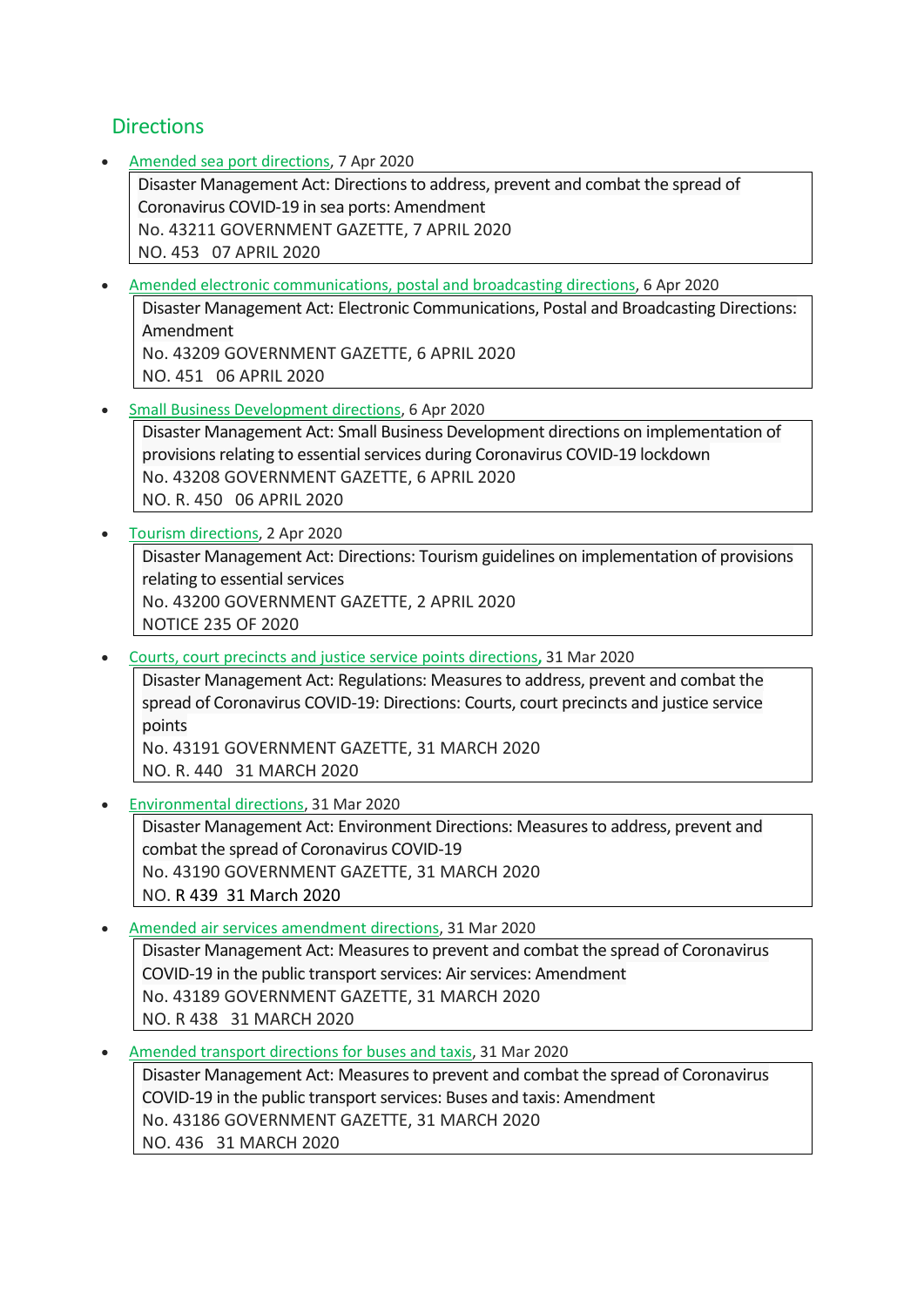## Directions

- Amended sea port directions, 7 Apr 2020

  Disaster Management Act: Directions to address, prevent and combat the spread of Coronavirus COVID-19 in sea ports: Amendment
  No. 43211 GOVERNMENT GAZETTE, 7 APRIL 2020
  NO. 453 07 APRIL 2020

- Amended electronic communications, postal and broadcasting directions, 6 Apr 2020

  Disaster Management Act: Electronic Communications, Postal and Broadcasting Directions: Amendment
  No. 43209 GOVERNMENT GAZETTE, 6 APRIL 2020
  NO. 451 06 APRIL 2020

- Small Business Development directions, 6 Apr 2020

  Disaster Management Act: Small Business Development directions on implementation of provisions relating to essential services during Coronavirus COVID-19 lockdown
  No. 43208 GOVERNMENT GAZETTE, 6 APRIL 2020
  NO. R. 450 06 APRIL 2020

- Tourism directions, 2 Apr 2020

  Disaster Management Act: Directions: Tourism guidelines on implementation of provisions relating to essential services
  No. 43200 GOVERNMENT GAZETTE, 2 APRIL 2020
  NOTICE 235 OF 2020

- Courts, court precincts and justice service points directions, 31 Mar 2020

  Disaster Management Act: Regulations: Measures to address, prevent and combat the spread of Coronavirus COVID-19: Directions: Courts, court precincts and justice service points
  No. 43191 GOVERNMENT GAZETTE, 31 MARCH 2020
  NO. R. 440 31 MARCH 2020

- Environmental directions, 31 Mar 2020

  Disaster Management Act: Environment Directions: Measures to address, prevent and combat the spread of Coronavirus COVID-19
  No. 43190 GOVERNMENT GAZETTE, 31 MARCH 2020
  NO. R 439 31 March 2020

- Amended air services amendment directions, 31 Mar 2020

  Disaster Management Act: Measures to prevent and combat the spread of Coronavirus COVID-19 in the public transport services: Air services: Amendment
  No. 43189 GOVERNMENT GAZETTE, 31 MARCH 2020
  NO. R 438 31 MARCH 2020

- Amended transport directions for buses and taxis, 31 Mar 2020

  Disaster Management Act: Measures to prevent and combat the spread of Coronavirus COVID-19 in the public transport services: Buses and taxis: Amendment
  No. 43186 GOVERNMENT GAZETTE, 31 MARCH 2020
  NO. 436 31 MARCH 2020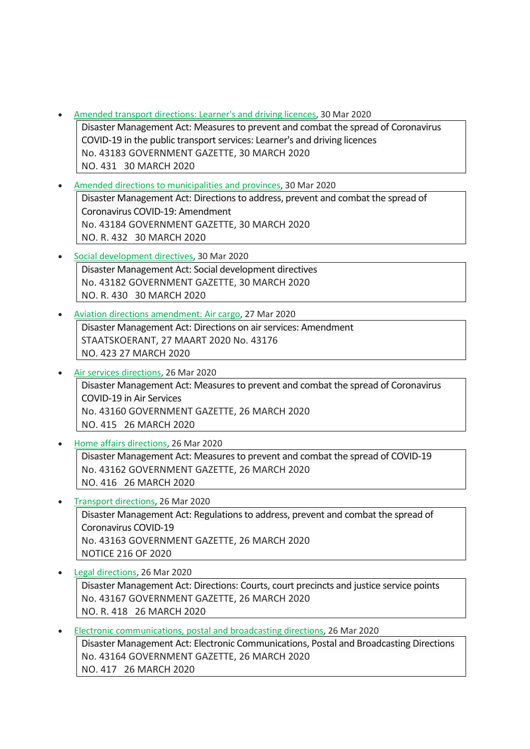- Amended transport directions: Learner's and driving licences, 30 Mar 2020

  > Disaster Management Act: Measures to prevent and combat the spread of Coronavirus COVID-19 in the public transport services: Learner's and driving licences
  > No. 43183 GOVERNMENT GAZETTE, 30 MARCH 2020
  > NO. 431 30 MARCH 2020

- Amended directions to municipalities and provinces, 30 Mar 2020

  > Disaster Management Act: Directions to address, prevent and combat the spread of Coronavirus COVID-19: Amendment
  > No. 43184 GOVERNMENT GAZETTE, 30 MARCH 2020
  > NO. R. 432 30 MARCH 2020

- Social development directives, 30 Mar 2020

  > Disaster Management Act: Social development directives
  > No. 43182 GOVERNMENT GAZETTE, 30 MARCH 2020
  > NO. R. 430 30 MARCH 2020

- Aviation directions amendment: Air cargo, 27 Mar 2020

  > Disaster Management Act: Directions on air services: Amendment
  > STAATSKOERANT, 27 MAART 2020 No. 43176
  > NO. 423 27 MARCH 2020

- Air services directions, 26 Mar 2020

  > Disaster Management Act: Measures to prevent and combat the spread of Coronavirus COVID-19 in Air Services
  > No. 43160 GOVERNMENT GAZETTE, 26 MARCH 2020
  > NO. 415 26 MARCH 2020

- Home affairs directions, 26 Mar 2020

  > Disaster Management Act: Measures to prevent and combat the spread of COVID-19
  > No. 43162 GOVERNMENT GAZETTE, 26 MARCH 2020
  > NO. 416 26 MARCH 2020

- Transport directions, 26 Mar 2020

  > Disaster Management Act: Regulations to address, prevent and combat the spread of Coronavirus COVID-19
  > No. 43163 GOVERNMENT GAZETTE, 26 MARCH 2020
  > NOTICE 216 OF 2020

- Legal directions, 26 Mar 2020

  > Disaster Management Act: Directions: Courts, court precincts and justice service points
  > No. 43167 GOVERNMENT GAZETTE, 26 MARCH 2020
  > NO. R. 418 26 MARCH 2020

- Electronic communications, postal and broadcasting directions, 26 Mar 2020

  > Disaster Management Act: Electronic Communications, Postal and Broadcasting Directions
  > No. 43164 GOVERNMENT GAZETTE, 26 MARCH 2020
  > NO. 417 26 MARCH 2020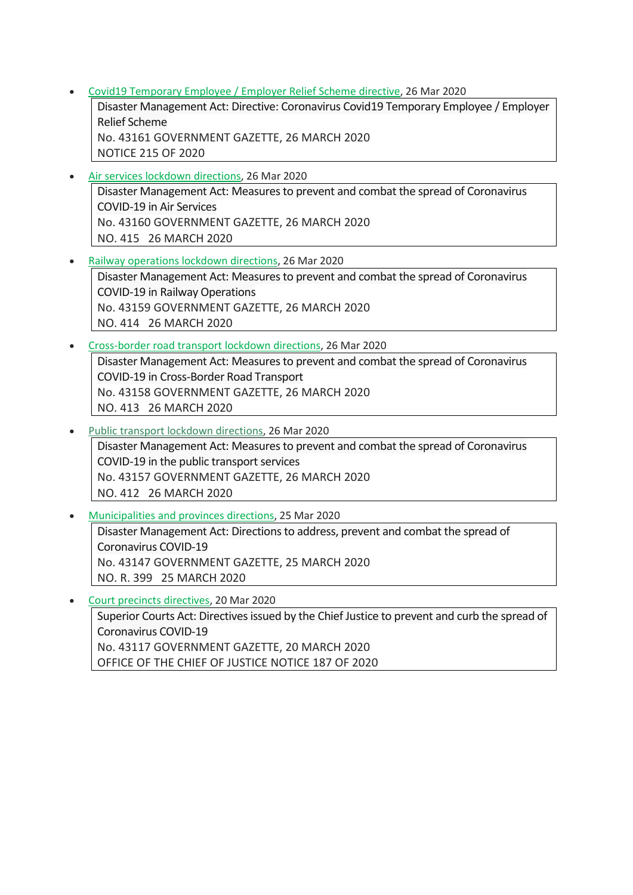- Covid19 Temporary Employee / Employer Relief Scheme directive, 26 Mar 2020

  > Disaster Management Act: Directive: Coronavirus Covid19 Temporary Employee / Employer Relief Scheme
  > No. 43161 GOVERNMENT GAZETTE, 26 MARCH 2020
  > NOTICE 215 OF 2020

- Air services lockdown directions, 26 Mar 2020

  > Disaster Management Act: Measures to prevent and combat the spread of Coronavirus COVID-19 in Air Services
  > No. 43160 GOVERNMENT GAZETTE, 26 MARCH 2020
  > NO. 415 26 MARCH 2020

- Railway operations lockdown directions, 26 Mar 2020

  > Disaster Management Act: Measures to prevent and combat the spread of Coronavirus COVID-19 in Railway Operations
  > No. 43159 GOVERNMENT GAZETTE, 26 MARCH 2020
  > NO. 414 26 MARCH 2020

- Cross-border road transport lockdown directions, 26 Mar 2020

  > Disaster Management Act: Measures to prevent and combat the spread of Coronavirus COVID-19 in Cross-Border Road Transport
  > No. 43158 GOVERNMENT GAZETTE, 26 MARCH 2020
  > NO. 413 26 MARCH 2020

- Public transport lockdown directions, 26 Mar 2020

  > Disaster Management Act: Measures to prevent and combat the spread of Coronavirus COVID-19 in the public transport services
  > No. 43157 GOVERNMENT GAZETTE, 26 MARCH 2020
  > NO. 412 26 MARCH 2020

- Municipalities and provinces directions, 25 Mar 2020

  > Disaster Management Act: Directions to address, prevent and combat the spread of Coronavirus COVID-19
  > No. 43147 GOVERNMENT GAZETTE, 25 MARCH 2020
  > NO. R. 399 25 MARCH 2020

- Court precincts directives, 20 Mar 2020

  > Superior Courts Act: Directives issued by the Chief Justice to prevent and curb the spread of Coronavirus COVID-19
  > No. 43117 GOVERNMENT GAZETTE, 20 MARCH 2020
  > OFFICE OF THE CHIEF OF JUSTICE NOTICE 187 OF 2020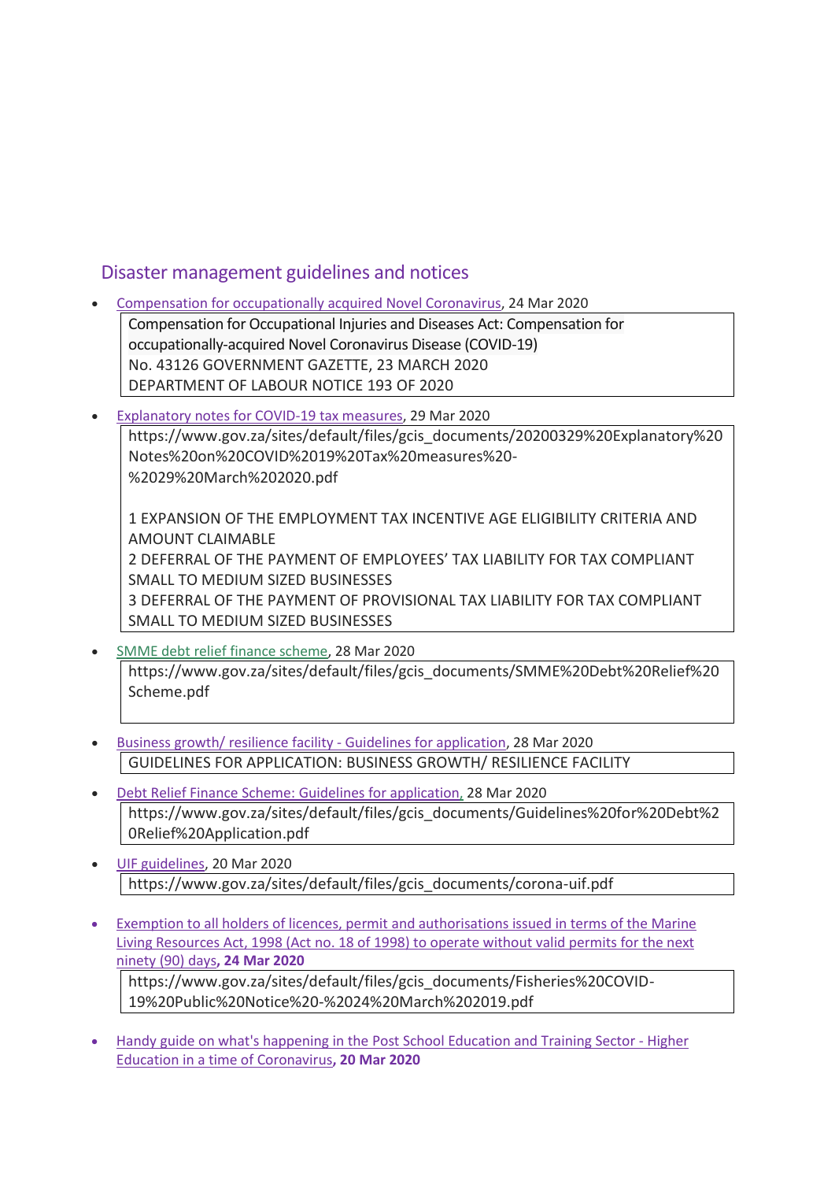## Disaster management guidelines and notices

- Compensation for occupationally acquired Novel Coronavirus, 24 Mar 2020

  Compensation for Occupational Injuries and Diseases Act: Compensation for occupationally-acquired Novel Coronavirus Disease (COVID-19)
  No. 43126 GOVERNMENT GAZETTE, 23 MARCH 2020
  DEPARTMENT OF LABOUR NOTICE 193 OF 2020

- Explanatory notes for COVID-19 tax measures, 29 Mar 2020

  https://www.gov.za/sites/default/files/gcis_documents/20200329%20Explanatory%20Notes%20on%20COVID%2019%20Tax%20measures%20-%2029%20March%202020.pdf

  1 EXPANSION OF THE EMPLOYMENT TAX INCENTIVE AGE ELIGIBILITY CRITERIA AND AMOUNT CLAIMABLE
  2 DEFERRAL OF THE PAYMENT OF EMPLOYEES' TAX LIABILITY FOR TAX COMPLIANT SMALL TO MEDIUM SIZED BUSINESSES
  3 DEFERRAL OF THE PAYMENT OF PROVISIONAL TAX LIABILITY FOR TAX COMPLIANT SMALL TO MEDIUM SIZED BUSINESSES

- SMME debt relief finance scheme, 28 Mar 2020

  https://www.gov.za/sites/default/files/gcis_documents/SMME%20Debt%20Relief%20Scheme.pdf

- Business growth/ resilience facility - Guidelines for application, 28 Mar 2020

  GUIDELINES FOR APPLICATION: BUSINESS GROWTH/ RESILIENCE FACILITY

- Debt Relief Finance Scheme: Guidelines for application, 28 Mar 2020

  https://www.gov.za/sites/default/files/gcis_documents/Guidelines%20for%20Debt%20Relief%20Application.pdf

- UIF guidelines, 20 Mar 2020

  https://www.gov.za/sites/default/files/gcis_documents/corona-uif.pdf

- Exemption to all holders of licences, permit and authorisations issued in terms of the Marine Living Resources Act, 1998 (Act no. 18 of 1998) to operate without valid permits for the next ninety (90) days, **24 Mar 2020**

  https://www.gov.za/sites/default/files/gcis_documents/Fisheries%20COVID-19%20Public%20Notice%20-%2024%20March%202019.pdf

- Handy guide on what's happening in the Post School Education and Training Sector - Higher Education in a time of Coronavirus, **20 Mar 2020**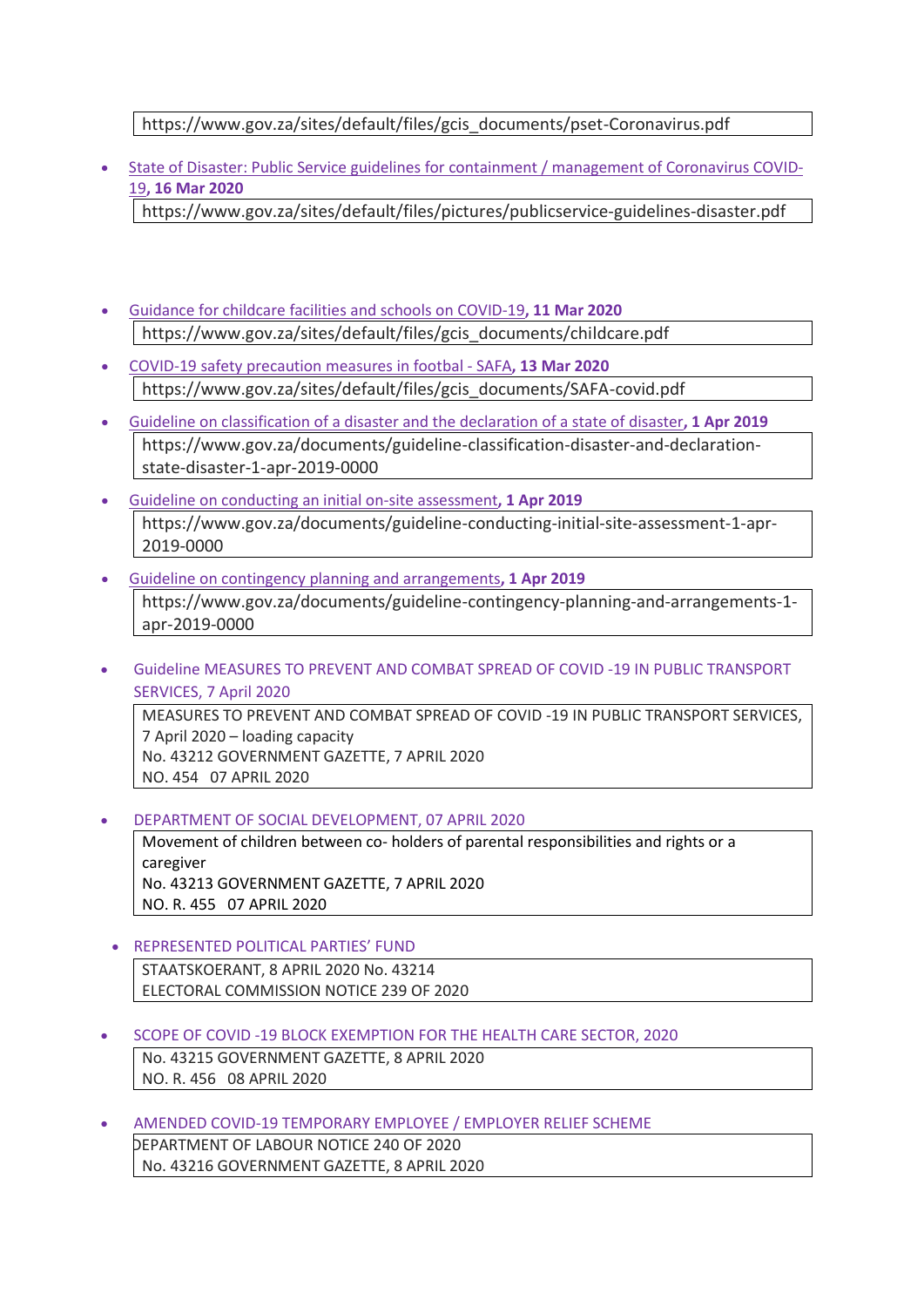https://www.gov.za/sites/default/files/gcis_documents/pset-Coronavirus.pdf

- State of Disaster: Public Service guidelines for containment / management of Coronavirus COVID-19, **16 Mar 2020**

  https://www.gov.za/sites/default/files/pictures/publicservice-guidelines-disaster.pdf

- Guidance for childcare facilities and schools on COVID-19, **11 Mar 2020**

  https://www.gov.za/sites/default/files/gcis_documents/childcare.pdf

- COVID-19 safety precaution measures in footbal - SAFA, **13 Mar 2020**

  https://www.gov.za/sites/default/files/gcis_documents/SAFA-covid.pdf

- Guideline on classification of a disaster and the declaration of a state of disaster, **1 Apr 2019**

  https://www.gov.za/documents/guideline-classification-disaster-and-declaration-state-disaster-1-apr-2019-0000

- Guideline on conducting an initial on-site assessment, **1 Apr 2019**

  https://www.gov.za/documents/guideline-conducting-initial-site-assessment-1-apr-2019-0000

- Guideline on contingency planning and arrangements, **1 Apr 2019**

  https://www.gov.za/documents/guideline-contingency-planning-and-arrangements-1-apr-2019-0000

- Guideline MEASURES TO PREVENT AND COMBAT SPREAD OF COVID -19 IN PUBLIC TRANSPORT SERVICES, 7 April 2020

  MEASURES TO PREVENT AND COMBAT SPREAD OF COVID -19 IN PUBLIC TRANSPORT SERVICES, 7 April 2020 – loading capacity
  No. 43212 GOVERNMENT GAZETTE, 7 APRIL 2020
  NO. 454 07 APRIL 2020

- DEPARTMENT OF SOCIAL DEVELOPMENT, 07 APRIL 2020

  Movement of children between co- holders of parental responsibilities and rights or a caregiver
  No. 43213 GOVERNMENT GAZETTE, 7 APRIL 2020
  NO. R. 455 07 APRIL 2020

- REPRESENTED POLITICAL PARTIES' FUND

  STAATSKOERANT, 8 APRIL 2020 No. 43214
  ELECTORAL COMMISSION NOTICE 239 OF 2020

- SCOPE OF COVID -19 BLOCK EXEMPTION FOR THE HEALTH CARE SECTOR, 2020

  No. 43215 GOVERNMENT GAZETTE, 8 APRIL 2020
  NO. R. 456 08 APRIL 2020

- AMENDED COVID-19 TEMPORARY EMPLOYEE / EMPLOYER RELIEF SCHEME

  DEPARTMENT OF LABOUR NOTICE 240 OF 2020
  No. 43216 GOVERNMENT GAZETTE, 8 APRIL 2020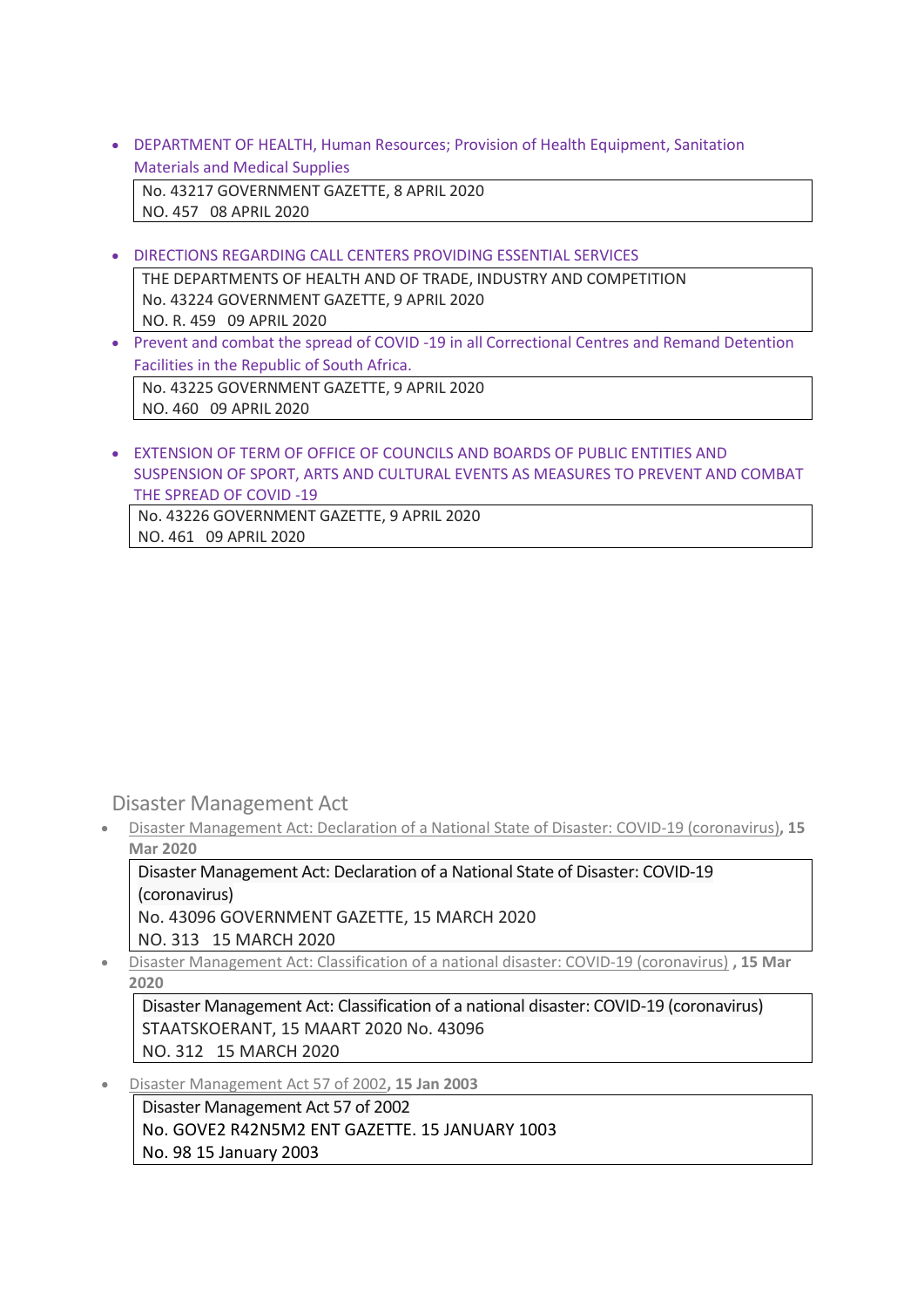- DEPARTMENT OF HEALTH, Human Resources; Provision of Health Equipment, Sanitation Materials and Medical Supplies

| |
|---|
| No. 43217 GOVERNMENT GAZETTE, 8 APRIL 2020<br>NO. 457 08 APRIL 2020 |

- DIRECTIONS REGARDING CALL CENTERS PROVIDING ESSENTIAL SERVICES

| |
|---|
| THE DEPARTMENTS OF HEALTH AND OF TRADE, INDUSTRY AND COMPETITION<br>No. 43224 GOVERNMENT GAZETTE, 9 APRIL 2020<br>NO. R. 459 09 APRIL 2020 |

- Prevent and combat the spread of COVID -19 in all Correctional Centres and Remand Detention Facilities in the Republic of South Africa.

| |
|---|
| No. 43225 GOVERNMENT GAZETTE, 9 APRIL 2020<br>NO. 460 09 APRIL 2020 |

- EXTENSION OF TERM OF OFFICE OF COUNCILS AND BOARDS OF PUBLIC ENTITIES AND SUSPENSION OF SPORT, ARTS AND CULTURAL EVENTS AS MEASURES TO PREVENT AND COMBAT THE SPREAD OF COVID -19

| |
|---|
| No. 43226 GOVERNMENT GAZETTE, 9 APRIL 2020<br>NO. 461 09 APRIL 2020 |

## Disaster Management Act

- Disaster Management Act: Declaration of a National State of Disaster: COVID-19 (coronavirus), **15 Mar 2020**

| |
|---|
| Disaster Management Act: Declaration of a National State of Disaster: COVID-19 (coronavirus)<br>No. 43096 GOVERNMENT GAZETTE, 15 MARCH 2020<br>NO. 313 15 MARCH 2020 |

- Disaster Management Act: Classification of a national disaster: COVID-19 (coronavirus) **, 15 Mar 2020**

| |
|---|
| Disaster Management Act: Classification of a national disaster: COVID-19 (coronavirus)<br>STAATSKOERANT, 15 MAART 2020 No. 43096<br>NO. 312 15 MARCH 2020 |

- Disaster Management Act 57 of 2002, **15 Jan 2003**

| |
|---|
| Disaster Management Act 57 of 2002<br>No. GOVE2 R42N5M2 ENT GAZETTE. 15 JANUARY 1003<br>No. 98 15 January 2003 |